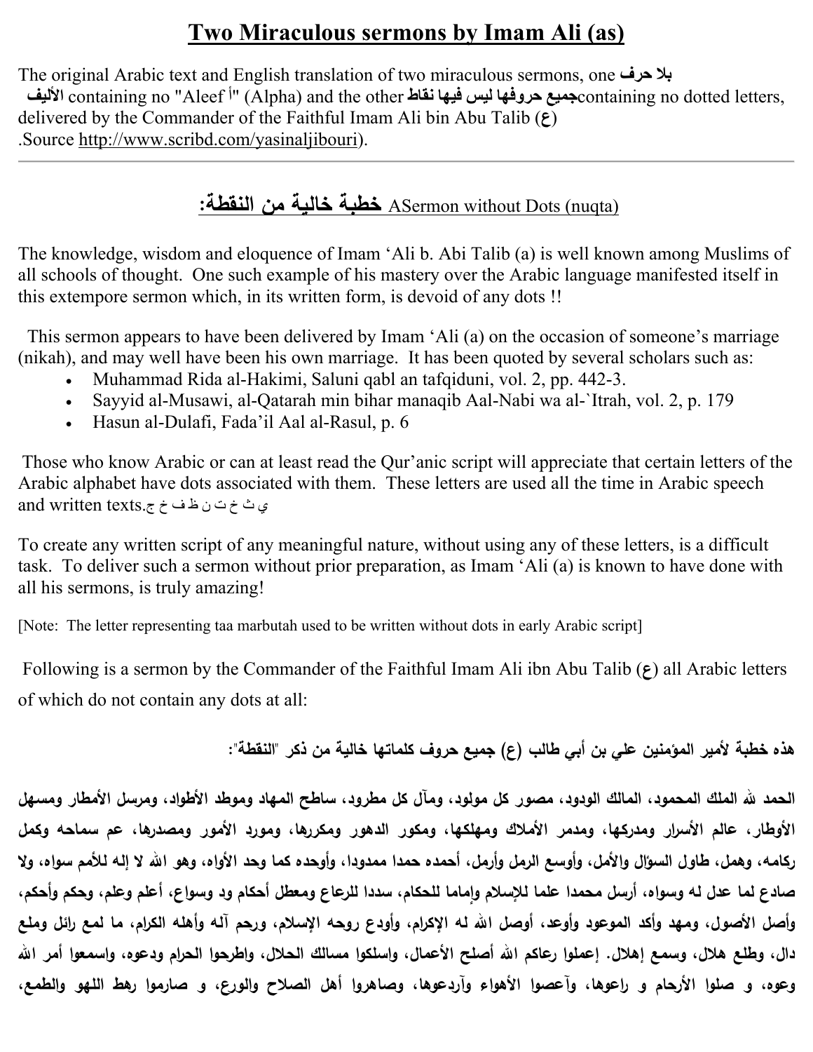# Two Miraculous sermons by Imam Ali (as)

The original Arabic text and English translation of two miraculous sermons, one بلا حرف الأليف containing no "Aleef أ" (Alpha) and the other جميع حروفها ليس فيها نقاط containing no dotted letters, delivered by the Commander of the Faithful Imam Ali bin Abu Talib (ع)
.Source http://www.scribd.com/yasinaljibouri).

---

## خطبة خالية من النقطة: ASermon without Dots (nuqta)

The knowledge, wisdom and eloquence of Imam 'Ali b. Abi Talib (a) is well known among Muslims of all schools of thought. One such example of his mastery over the Arabic language manifested itself in this extempore sermon which, in its written form, is devoid of any dots !!

This sermon appears to have been delivered by Imam 'Ali (a) on the occasion of someone's marriage (nikah), and may well have been his own marriage. It has been quoted by several scholars such as:

- Muhammad Rida al-Hakimi, Saluni qabl an tafqiduni, vol. 2, pp. 442-3.
- Sayyid al-Musawi, al-Qatarah min bihar manaqib Aal-Nabi wa al-`Itrah, vol. 2, p. 179
- Hasun al-Dulafi, Fada'il Aal al-Rasul, p. 6

Those who know Arabic or can at least read the Qur'anic script will appreciate that certain letters of the Arabic alphabet have dots associated with them. These letters are used all the time in Arabic speech and written texts.ي ث خ ت ن ظ ف خ ج

To create any written script of any meaningful nature, without using any of these letters, is a difficult task. To deliver such a sermon without prior preparation, as Imam 'Ali (a) is known to have done with all his sermons, is truly amazing!

[Note: The letter representing taa marbutah used to be written without dots in early Arabic script]

Following is a sermon by the Commander of the Faithful Imam Ali ibn Abu Talib (ع) all Arabic letters of which do not contain any dots at all:

**هذه خطبة لأمير المؤمنين علي بن أبي طالب (ع) جميع حروف كلماتها خالية من ذكر "النقطة":**

**الحمد لله الملك المحمود، المالك الودود، مصور كل مولود، ومآل كل مطرود، ساطح المهاد وموطد الأطواد، ومرسل الأمطار ومسهل الأوطار، عالم الأسرار ومدركها، ومدمر الأملاك ومهلكها، ومكور الدهور ومكررها، ومورد الأمور ومصدرها، عم سماحه وكمل ركامه، وهمل، طاول السؤال والأمل، وأوسع الرمل وأرمل، أحمده حمدا ممدودا، وأوحده كما وحد الأواه، وهو الله لا إله للأمم سواه، ولا صادع لما عدل له وسواه، أرسل محمدا علما للإسلام وإماما للحكام، سددا للرعاع ومعطل أحكام ود وسواع، أعلم وعلم، وحكم وأحكم، وأصل الأصول، ومهد وأكد الموعود وأوعد، أوصل الله له الإكرام، وأودع روحه الإسلام، ورحم آله وأهله الكرام، ما لمع رائل وملع دال، وطلع هلال، وسمع إهلال. إعملوا رعاكم الله أصلح الأعمال، واسلكوا مسالك الحلال، واطرحوا الحرام ودعوه، واسمعوا أمر الله وعوه، و صلوا الأرحام و راعوها، وآعصوا الأهواء وآردعوها، وصاهروا أهل الصلاح والورع، و صارموا رهط اللهو والطمع،**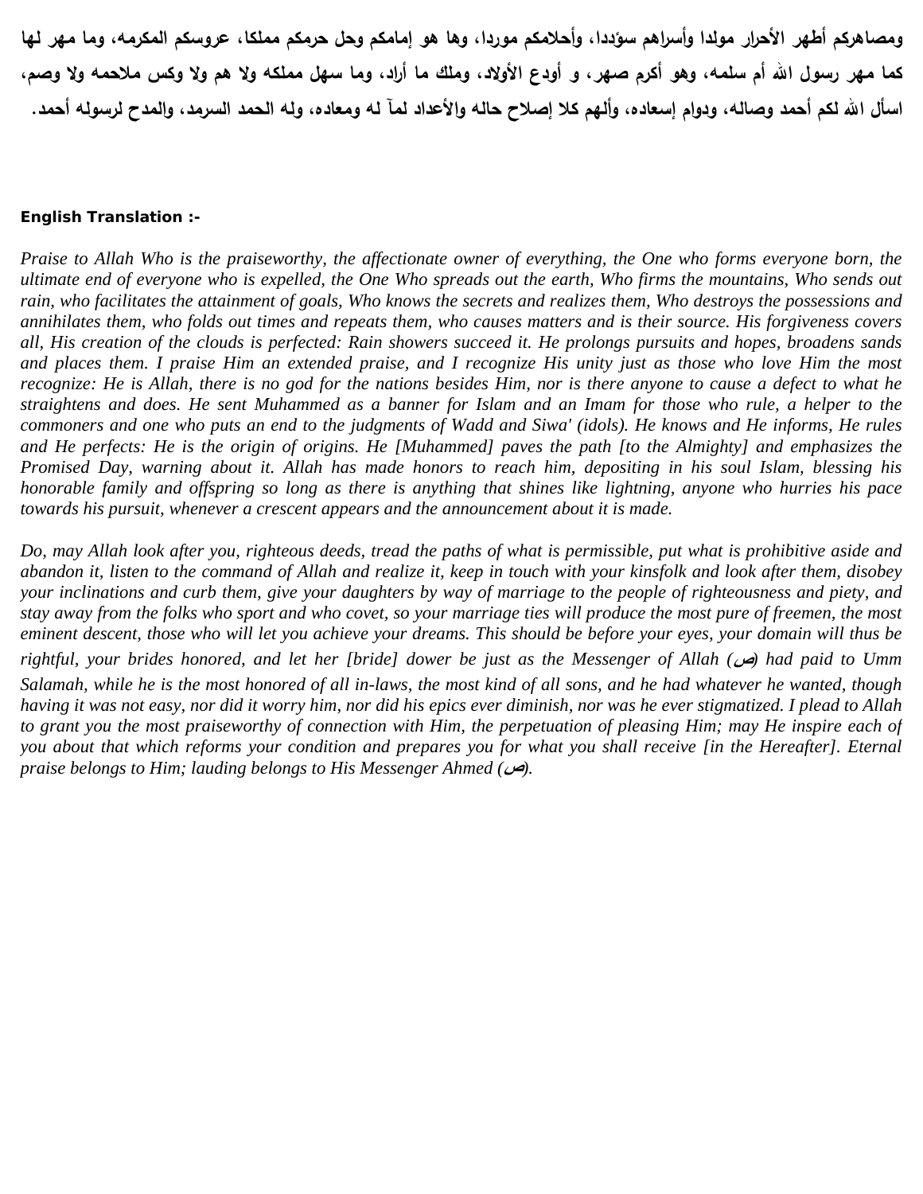ومصاهركم أطهر الأحرار مولدا وأسراهم سؤددا، وأحلامكم موردا، وها هو إمامكم وحل حرمكم مملكا، عروسكم المكرمه، وما مهر لها كما مهر رسول الله أم سلمه، وهو أكرم صهر، و أودع الأولاد، وملك ما أراد، وما سهل مملكه ولا هم ولا وكس ملاحمه ولا وصم، اسأل الله لكم أحمد وصاله، ودوام إسعاده، وألهم كلا إصلاح حاله والأعداد لمآ له ومعاده، وله الحمد السرمد، والمدح لرسوله أحمد.

**English Translation :-**

*Praise to Allah Who is the praiseworthy, the affectionate owner of everything, the One who forms everyone born, the ultimate end of everyone who is expelled, the One Who spreads out the earth, Who firms the mountains, Who sends out rain, who facilitates the attainment of goals, Who knows the secrets and realizes them, Who destroys the possessions and annihilates them, who folds out times and repeats them, who causes matters and is their source. His forgiveness covers all, His creation of the clouds is perfected: Rain showers succeed it. He prolongs pursuits and hopes, broadens sands and places them. I praise Him an extended praise, and I recognize His unity just as those who love Him the most recognize: He is Allah, there is no god for the nations besides Him, nor is there anyone to cause a defect to what he straightens and does. He sent Muhammed as a banner for Islam and an Imam for those who rule, a helper to the commoners and one who puts an end to the judgments of Wadd and Siwa' (idols). He knows and He informs, He rules and He perfects: He is the origin of origins. He [Muhammed] paves the path [to the Almighty] and emphasizes the Promised Day, warning about it. Allah has made honors to reach him, depositing in his soul Islam, blessing his honorable family and offspring so long as there is anything that shines like lightning, anyone who hurries his pace towards his pursuit, whenever a crescent appears and the announcement about it is made.*

*Do, may Allah look after you, righteous deeds, tread the paths of what is permissible, put what is prohibitive aside and abandon it, listen to the command of Allah and realize it, keep in touch with your kinsfolk and look after them, disobey your inclinations and curb them, give your daughters by way of marriage to the people of righteousness and piety, and stay away from the folks who sport and who covet, so your marriage ties will produce the most pure of freemen, the most eminent descent, those who will let you achieve your dreams. This should be before your eyes, your domain will thus be rightful, your brides honored, and let her [bride] dower be just as the Messenger of Allah (ص) had paid to Umm Salamah, while he is the most honored of all in-laws, the most kind of all sons, and he had whatever he wanted, though having it was not easy, nor did it worry him, nor did his epics ever diminish, nor was he ever stigmatized. I plead to Allah to grant you the most praiseworthy of connection with Him, the perpetuation of pleasing Him; may He inspire each of you about that which reforms your condition and prepares you for what you shall receive [in the Hereafter]. Eternal praise belongs to Him; lauding belongs to His Messenger Ahmed (ص).*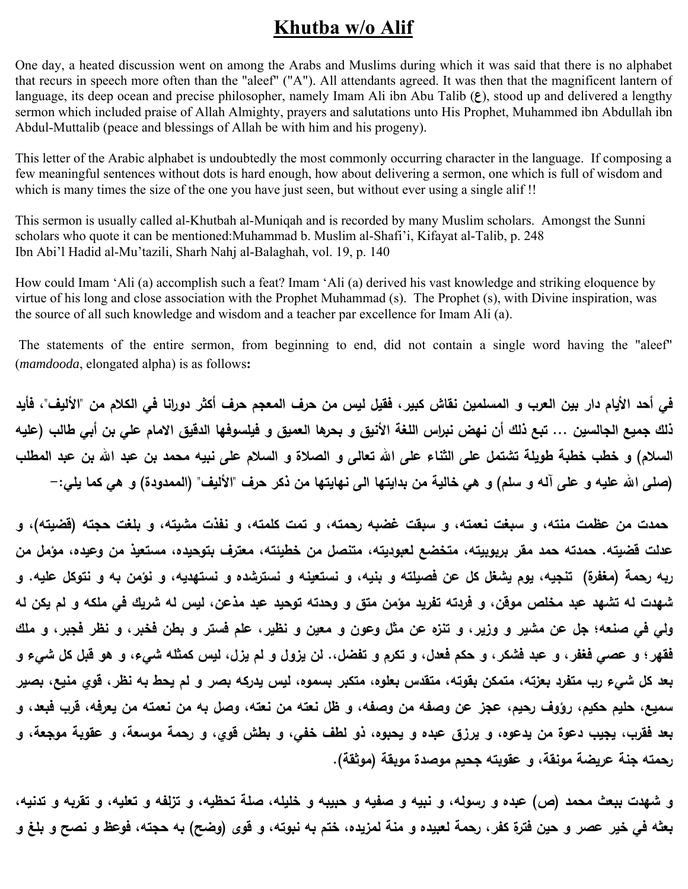# Khutba w/o Alif

One day, a heated discussion went on among the Arabs and Muslims during which it was said that there is no alphabet that recurs in speech more often than the "aleef" ("A"). All attendants agreed. It was then that the magnificent lantern of language, its deep ocean and precise philosopher, namely Imam Ali ibn Abu Talib (ع), stood up and delivered a lengthy sermon which included praise of Allah Almighty, prayers and salutations unto His Prophet, Muhammed ibn Abdullah ibn Abdul-Muttalib (peace and blessings of Allah be with him and his progeny).

This letter of the Arabic alphabet is undoubtedly the most commonly occurring character in the language. If composing a few meaningful sentences without dots is hard enough, how about delivering a sermon, one which is full of wisdom and which is many times the size of the one you have just seen, but without ever using a single alif !!

This sermon is usually called al-Khutbah al-Muniqah and is recorded by many Muslim scholars. Amongst the Sunni scholars who quote it can be mentioned:Muhammad b. Muslim al-Shafi'i, Kifayat al-Talib, p. 248
Ibn Abi'l Hadid al-Mu'tazili, Sharh Nahj al-Balaghah, vol. 19, p. 140

How could Imam 'Ali (a) accomplish such a feat? Imam 'Ali (a) derived his vast knowledge and striking eloquence by virtue of his long and close association with the Prophet Muhammad (s). The Prophet (s), with Divine inspiration, was the source of all such knowledge and wisdom and a teacher par excellence for Imam Ali (a).

The statements of the entire sermon, from beginning to end, did not contain a single word having the "aleef" (*mamdooda*, elongated alpha) is as follows**:**

**في أحد الأيام دار بين العرب و المسلمين نقاش كبير، فقيل ليس من حرف المعجم حرف أكثر دورانا في الكلام من "الأليف"، فأيد ذلك جميع الجالسين ... تبع ذلك أن نهض نبراس اللغة الأنيق و بحرها العميق و فيلسوفها الدقيق الامام علي بن أبي طالب (عليه السلام) و خطب خطبة طويلة تشتمل على الثناء على الله تعالى و الصلاة و السلام على نبيه محمد بن عبد الله بن عبد المطلب (صلى الله عليه و على آله و سلم) و هي خالية من بدايتها الى نهايتها من ذكر حرف "الأليف" (الممدودة) و هي كما يلي:-**

**حمدت من عظمت منته، و سبغت نعمته، و سبقت غضبه رحمته، و تمت كلمته، و نفذت مشيته، و بلغت حجته (قضيته)، و عدلت قضيته. حمدته حمد مقر بربوبيته، متخضع لعبوديته، متنصل من خطيئته، معترف بتوحيده، مستعيذ من وعيده، مؤمل من ربه رحمة (مغفرة) تنجيه، يوم يشغل كل عن فصيلته و بنيه، و نستعينه و نسترشده و نستهديه، و نؤمن به و نتوكل عليه. و شهدت له تشهد عبد مخلص موقن، و فردته تفريد مؤمن متق و وحدته توحيد عبد مذعن، ليس له شريك في ملكه و لم يكن له ولي في صنعه؛ جل عن مشير و وزير، و تنزه عن مثل وعون و معين و نظير، علم فستر و بطن فخبر، و نظر فجبر، و ملك فقهر؛ و عصي فغفر، و عبد فشكر، و حكم فعدل، و تكرم و تفضل،. لن يزول و لم يزل، ليس كمثله شيء، و هو قبل كل شيء و بعد كل شيء رب متفرد بعزته، متمكن بقوته، متقدس بعلوه، متكبر بسموه، ليس يدركه بصر و لم يحط به نظر، قوي منيع، بصير سميع، حليم حكيم، رؤوف رحيم، عجز عن وصفه من وصفه، و ظل نعته من نعته، وصل به من نعمته من يعرفه، قرب فبعد، و بعد فقرب، يجيب دعوة من يدعوه، و يرزق عبده و يحبوه، ذو لطف خفي، و بطش قوي، و رحمة موسعة، و عقوبة موجعة، و رحمته جنة عريضة مونقة، و عقوبته جحيم موصدة موبقة (موثقة).**

**و شهدت ببعث محمد (ص) عبده و رسوله، و نبيه و صفيه و حبيبه و خليله، صلة تحظيه، و تزلفه و تعليه، و تقربه و تدنيه، بعثه في خير عصر و حين فترة كفر، رحمة لعبيده و منة لمزيده، ختم به نبوته، و قوى (وضح) به حجته، فوعظ و نصح و بلغ و**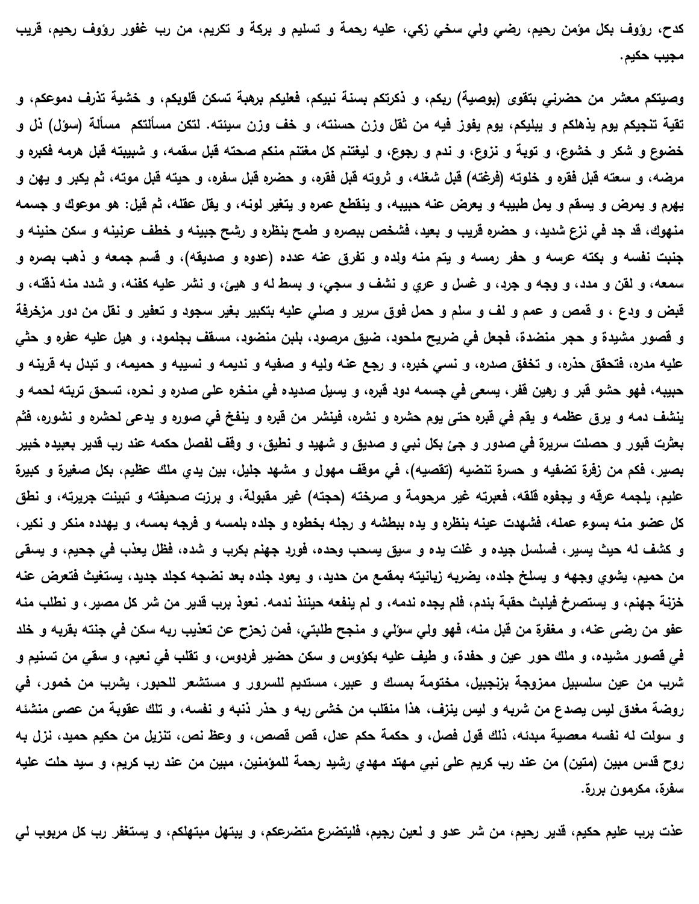كدح، رؤوف بكل مؤمن رحيم، رضي ولي سخي زكي، عليه رحمة و تسليم و بركة و تكريم، من رب غفور رؤوف رحيم، قريب مجيب حكيم.

وصيتكم معشر من حضرني بتقوى (بوصية) ربكم، و ذكرتكم بسنة نبيكم، فعليكم برهبة تسكن قلوبكم، و خشية تذرف دموعكم، و تقية تنجيكم يوم يذهلكم و يبليكم، يوم يفوز فيه من ثقل وزن حسنته، و خف وزن سيئته. لتكن مسألتكم مسألة (سؤل) ذل و خضوع و شكر و خشوع، و توبة و نزوع، و ندم و رجوع، و ليغتنم كل مغتنم منكم صحته قبل سقمه، و شبيبته قبل هرمه فكبره و مرضه، و سعته قبل فقره و خلوته (فرغته) قبل شغله، و ثروته قبل فقره، و حضره قبل سفره، و حيته قبل موته، ثم يكبر و يهن و يهرم و يمرض و يسقم و يمل طبيبه و يعرض عنه حبيبه، و ينقطع عمره و يتغير لونه، و يقل عقله، ثم قيل: هو موعوك و جسمه منهوك، قد جد في نزع شديد، و حضره قريب و بعيد، فشخص ببصره و طمح بنظره و رشح جبينه و خطف عرنينه و سكن حنينه و جنبت نفسه و بكته عرسه و حفر رمسه و يتم منه ولده و تفرق عنه عدده (عدوه و صديقه)، و قسم جمعه و ذهب بصره و سمعه، و لقن و مدد، و وجه و جرد، و غسل و عري و نشف و سجي، و بسط له و هيئ، و نشر عليه كفنه، و شدد منه ذقنه، و قبض و ودع ، و قمص و عمم و لف و سلم و حمل فوق سرير و صلي عليه بتكبير بغير سجود و تعفير و نقل من دور مزخرفة و قصور مشيدة و حجر منضدة، فجعل في ضريح ملحود، ضيق مرصود، بلبن منضود، مسقف بجلمود، و هيل عليه عفره و حثي عليه مدره، فتحقق حذره، و تخفق صدره، و نسي خبره، و رجع عنه وليه و صفيه و نديمه و نسيبه و حميمه، و تبدل به قرينه و حبيبه، فهو حشو قبر و رهين قفر، يسعى في جسمه دود قبره، و يسيل صديده في منخره على صدره و نحره، تسحق تربته لحمه و ينشف دمه و يرق عظمه و يقم في قبره حتى يوم حشره و نشره، فينشر من قبره و ينفخ في صوره و يدعى لحشره و نشوره، فثم بعثرت قبور و حصلت سريرة في صدور و جئ بكل نبي و صديق و شهيد و نطيق، و وقف لفصل حكمه عند رب قدير بعبيده خبير بصير، فكم من زفرة تضفيه و حسرة تنضيه (تقصيه)، في موقف مهول و مشهد جليل، بين يدي ملك عظيم، بكل صغيرة و كبيرة عليم، يلجمه عرقه و يجفوه قلقه، فعبرته غير مرحومة و صرخته (حجته) غير مقبولة، و برزت صحيفته و تبينت جريرته، و نطق كل عضو منه بسوء عمله، فشهدت عينه بنظره و يده ببطشه و رجله بخطوه و جلده بلمسه و فرجه بمسه، و يهدده منكر و نكير، و كشف له حيث يسير، فسلسل جيده و غلت يده و سيق يسحب وحده، فورد جهنم بكرب و شده، فظل يعذب في جحيم، و يسقى من حميم، يشوي وجهه و يسلخ جلده، يضربه زبانيته بمقمع من حديد، و يعود جلده بعد نضجه كجلد جديد، يستغيث فتعرض عنه خزنة جهنم، و يستصرخ فيلبث حقبة بندم، فلم يجده ندمه، و لم ينفعه حينئذ ندمه. نعوذ برب قدير من شر كل مصير، و نطلب منه عفو من رضى عنه، و مغفرة من قبل منه، فهو ولي سؤلي و منجح طلبتي، فمن زحزح عن تعذيب ربه سكن في جنته بقربه و خلد في قصور مشيده، و ملك حور عين و حفدة، و طيف عليه بكؤوس و سكن حضير فردوس، و تقلب في نعيم، و سقي من تسنيم و شرب من عين سلسبيل ممزوجة بزنجبيل، مختومة بمسك و عبير، مستديم للسرور و مستشعر للحبور، يشرب من خمور، في روضة مغدق ليس يصدع من شربه و ليس ينزف، هذا منقلب من خشي ربه و حذر ذنبه و نفسه، و تلك عقوبة من عصى منشئه و سولت له نفسه معصية مبدئه، ذلك قول فصل، و حكمة حكم عدل، قص قصص، و وعظ نص، تنزيل من حكيم حميد، نزل به روح قدس مبين (متين) من عند رب كريم على نبي مهتد مهدي رشيد رحمة للمؤمنين، مبين من عند رب كريم، و سيد حلت عليه سفرة، مكرمون بررة.

عذت برب عليم حكيم، قدير رحيم، من شر عدو و لعين رجيم، فليتضرع متضرعكم، و يبتهل مبتهلكم، و يستغفر رب كل مربوب لي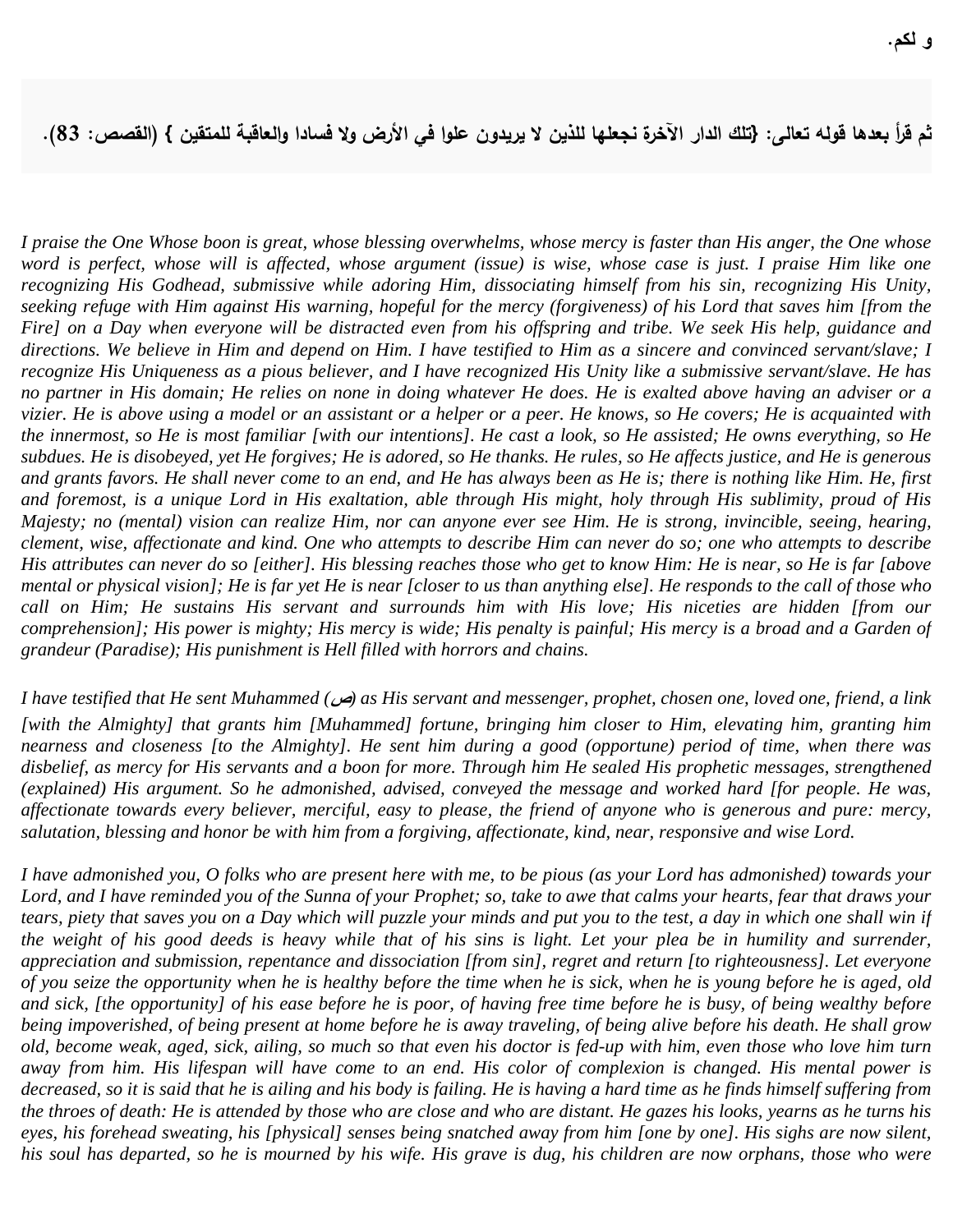و لكم.

**ثم قرأ بعدها قوله تعالى: {تلك الدار الآخرة نجعلها للذين لا يريدون علوا في الأرض ولا فسادا والعاقبة للمتقين } (القصص: 83).**

*I praise the One Whose boon is great, whose blessing overwhelms, whose mercy is faster than His anger, the One whose word is perfect, whose will is affected, whose argument (issue) is wise, whose case is just. I praise Him like one recognizing His Godhead, submissive while adoring Him, dissociating himself from his sin, recognizing His Unity, seeking refuge with Him against His warning, hopeful for the mercy (forgiveness) of his Lord that saves him [from the Fire] on a Day when everyone will be distracted even from his offspring and tribe. We seek His help, guidance and directions. We believe in Him and depend on Him. I have testified to Him as a sincere and convinced servant/slave; I recognize His Uniqueness as a pious believer, and I have recognized His Unity like a submissive servant/slave. He has no partner in His domain; He relies on none in doing whatever He does. He is exalted above having an adviser or a vizier. He is above using a model or an assistant or a helper or a peer. He knows, so He covers; He is acquainted with the innermost, so He is most familiar [with our intentions]. He cast a look, so He assisted; He owns everything, so He subdues. He is disobeyed, yet He forgives; He is adored, so He thanks. He rules, so He affects justice, and He is generous and grants favors. He shall never come to an end, and He has always been as He is; there is nothing like Him. He, first and foremost, is a unique Lord in His exaltation, able through His might, holy through His sublimity, proud of His Majesty; no (mental) vision can realize Him, nor can anyone ever see Him. He is strong, invincible, seeing, hearing, clement, wise, affectionate and kind. One who attempts to describe Him can never do so; one who attempts to describe His attributes can never do so [either]. His blessing reaches those who get to know Him: He is near, so He is far [above mental or physical vision]; He is far yet He is near [closer to us than anything else]. He responds to the call of those who call on Him; He sustains His servant and surrounds him with His love; His niceties are hidden [from our comprehension]; His power is mighty; His mercy is wide; His penalty is painful; His mercy is a broad and a Garden of grandeur (Paradise); His punishment is Hell filled with horrors and chains.*

*I have testified that He sent Muhammed (ص) as His servant and messenger, prophet, chosen one, loved one, friend, a link [with the Almighty] that grants him [Muhammed] fortune, bringing him closer to Him, elevating him, granting him nearness and closeness [to the Almighty]. He sent him during a good (opportune) period of time, when there was disbelief, as mercy for His servants and a boon for more. Through him He sealed His prophetic messages, strengthened (explained) His argument. So he admonished, advised, conveyed the message and worked hard [for people. He was, affectionate towards every believer, merciful, easy to please, the friend of anyone who is generous and pure: mercy, salutation, blessing and honor be with him from a forgiving, affectionate, kind, near, responsive and wise Lord.*

*I have admonished you, O folks who are present here with me, to be pious (as your Lord has admonished) towards your Lord, and I have reminded you of the Sunna of your Prophet; so, take to awe that calms your hearts, fear that draws your tears, piety that saves you on a Day which will puzzle your minds and put you to the test, a day in which one shall win if the weight of his good deeds is heavy while that of his sins is light. Let your plea be in humility and surrender, appreciation and submission, repentance and dissociation [from sin], regret and return [to righteousness]. Let everyone of you seize the opportunity when he is healthy before the time when he is sick, when he is young before he is aged, old and sick, [the opportunity] of his ease before he is poor, of having free time before he is busy, of being wealthy before being impoverished, of being present at home before he is away traveling, of being alive before his death. He shall grow old, become weak, aged, sick, ailing, so much so that even his doctor is fed-up with him, even those who love him turn away from him. His lifespan will have come to an end. His color of complexion is changed. His mental power is decreased, so it is said that he is ailing and his body is failing. He is having a hard time as he finds himself suffering from the throes of death: He is attended by those who are close and who are distant. He gazes his looks, yearns as he turns his eyes, his forehead sweating, his [physical] senses being snatched away from him [one by one]. His sighs are now silent, his soul has departed, so he is mourned by his wife. His grave is dug, his children are now orphans, those who were*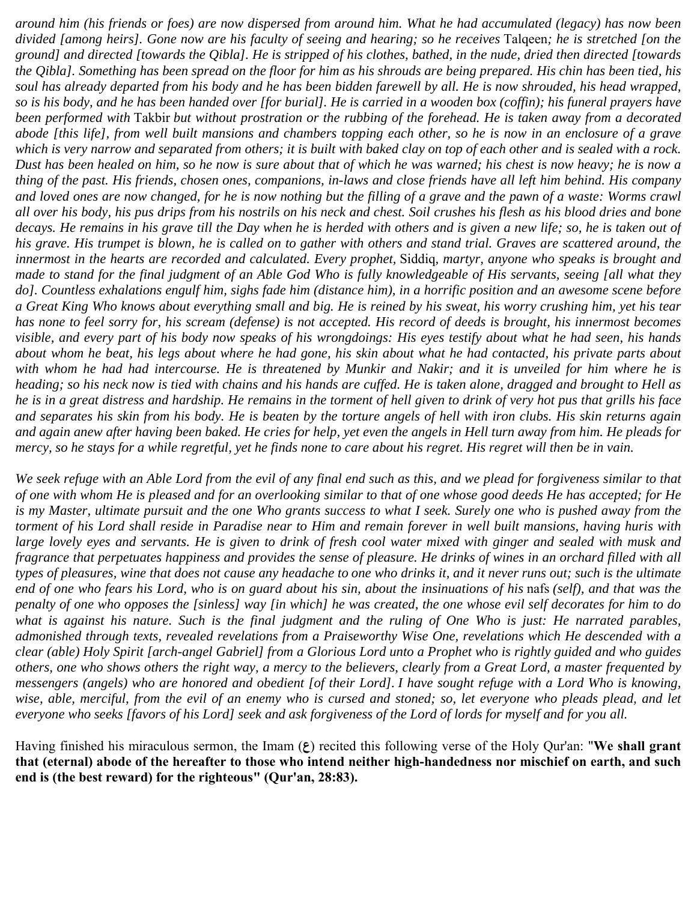*around him (his friends or foes) are now dispersed from around him. What he had accumulated (legacy) has now been divided [among heirs]. Gone now are his faculty of seeing and hearing; so he receives* Talqeen*; he is stretched [on the ground] and directed [towards the Qibla]. He is stripped of his clothes, bathed, in the nude, dried then directed [towards the Qibla]. Something has been spread on the floor for him as his shrouds are being prepared. His chin has been tied, his soul has already departed from his body and he has been bidden farewell by all. He is now shrouded, his head wrapped, so is his body, and he has been handed over [for burial]. He is carried in a wooden box (coffin); his funeral prayers have been performed with* Takbir *but without prostration or the rubbing of the forehead. He is taken away from a decorated abode [this life], from well built mansions and chambers topping each other, so he is now in an enclosure of a grave which is very narrow and separated from others; it is built with baked clay on top of each other and is sealed with a rock. Dust has been healed on him, so he now is sure about that of which he was warned; his chest is now heavy; he is now a thing of the past. His friends, chosen ones, companions, in-laws and close friends have all left him behind. His company and loved ones are now changed, for he is now nothing but the filling of a grave and the pawn of a waste: Worms crawl all over his body, his pus drips from his nostrils on his neck and chest. Soil crushes his flesh as his blood dries and bone decays. He remains in his grave till the Day when he is herded with others and is given a new life; so, he is taken out of his grave. His trumpet is blown, he is called on to gather with others and stand trial. Graves are scattered around, the innermost in the hearts are recorded and calculated. Every prophet,* Siddiq*, martyr, anyone who speaks is brought and made to stand for the final judgment of an Able God Who is fully knowledgeable of His servants, seeing [all what they do]. Countless exhalations engulf him, sighs fade him (distance him), in a horrific position and an awesome scene before a Great King Who knows about everything small and big. He is reined by his sweat, his worry crushing him, yet his tear has none to feel sorry for, his scream (defense) is not accepted. His record of deeds is brought, his innermost becomes visible, and every part of his body now speaks of his wrongdoings: His eyes testify about what he had seen, his hands about whom he beat, his legs about where he had gone, his skin about what he had contacted, his private parts about with whom he had had intercourse. He is threatened by Munkir and Nakir; and it is unveiled for him where he is heading; so his neck now is tied with chains and his hands are cuffed. He is taken alone, dragged and brought to Hell as he is in a great distress and hardship. He remains in the torment of hell given to drink of very hot pus that grills his face and separates his skin from his body. He is beaten by the torture angels of hell with iron clubs. His skin returns again and again anew after having been baked. He cries for help, yet even the angels in Hell turn away from him. He pleads for mercy, so he stays for a while regretful, yet he finds none to care about his regret. His regret will then be in vain.*

*We seek refuge with an Able Lord from the evil of any final end such as this, and we plead for forgiveness similar to that of one with whom He is pleased and for an overlooking similar to that of one whose good deeds He has accepted; for He is my Master, ultimate pursuit and the one Who grants success to what I seek. Surely one who is pushed away from the torment of his Lord shall reside in Paradise near to Him and remain forever in well built mansions, having huris with large lovely eyes and servants. He is given to drink of fresh cool water mixed with ginger and sealed with musk and fragrance that perpetuates happiness and provides the sense of pleasure. He drinks of wines in an orchard filled with all types of pleasures, wine that does not cause any headache to one who drinks it, and it never runs out; such is the ultimate end of one who fears his Lord, who is on guard about his sin, about the insinuations of his* nafs *(self), and that was the penalty of one who opposes the [sinless] way [in which] he was created, the one whose evil self decorates for him to do what is against his nature. Such is the final judgment and the ruling of One Who is just: He narrated parables, admonished through texts, revealed revelations from a Praiseworthy Wise One, revelations which He descended with a clear (able) Holy Spirit [arch-angel Gabriel] from a Glorious Lord unto a Prophet who is rightly guided and who guides others, one who shows others the right way, a mercy to the believers, clearly from a Great Lord, a master frequented by messengers (angels) who are honored and obedient [of their Lord]. I have sought refuge with a Lord Who is knowing, wise, able, merciful, from the evil of an enemy who is cursed and stoned; so, let everyone who pleads plead, and let everyone who seeks [favors of his Lord] seek and ask forgiveness of the Lord of lords for myself and for you all.*

Having finished his miraculous sermon, the Imam (ع) recited this following verse of the Holy Qur'an: "**We shall grant that (eternal) abode of the hereafter to those who intend neither high-handedness nor mischief on earth, and such end is (the best reward) for the righteous" (Qur'an, 28:83).**